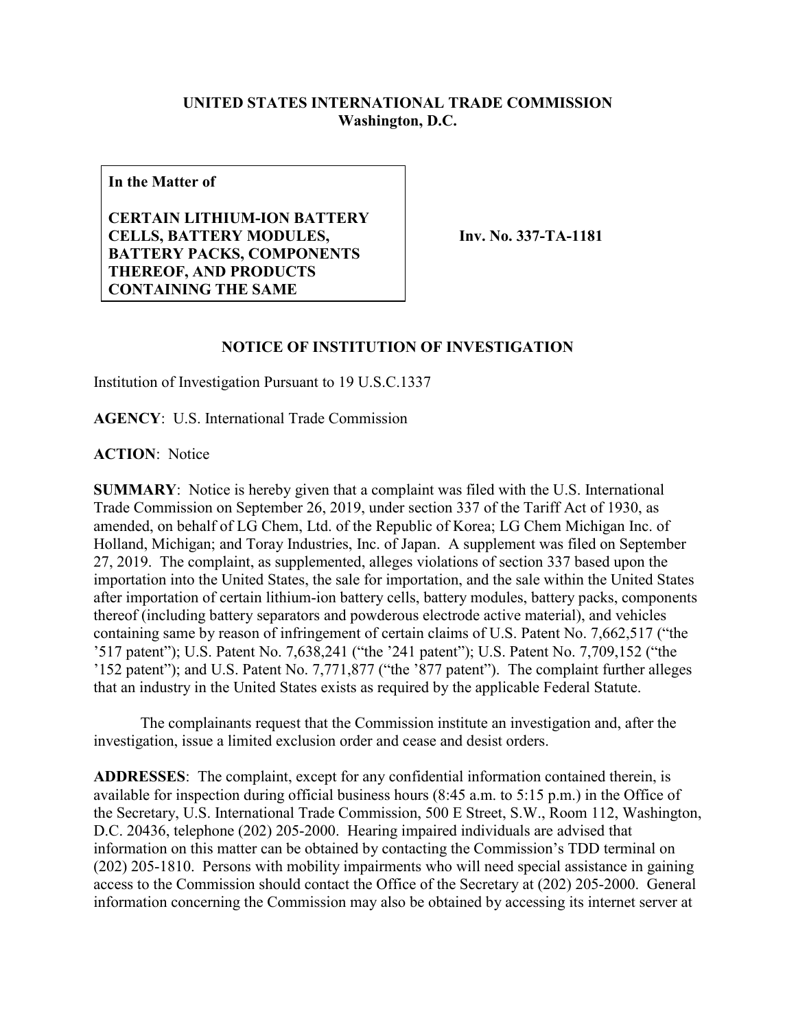**UNITED STATES INTERNATIONAL TRADE COMMISSION**
**Washington, D.C.**

| **In the Matter of**<br><br>**CERTAIN LITHIUM-ION BATTERY CELLS, BATTERY MODULES, BATTERY PACKS, COMPONENTS THEREOF, AND PRODUCTS CONTAINING THE SAME** | **Inv. No. 337-TA-1181** |
|---|---|

## NOTICE OF INSTITUTION OF INVESTIGATION

Institution of Investigation Pursuant to 19 U.S.C.1337

**AGENCY**: U.S. International Trade Commission

**ACTION**: Notice

**SUMMARY**: Notice is hereby given that a complaint was filed with the U.S. International Trade Commission on September 26, 2019, under section 337 of the Tariff Act of 1930, as amended, on behalf of LG Chem, Ltd. of the Republic of Korea; LG Chem Michigan Inc. of Holland, Michigan; and Toray Industries, Inc. of Japan. A supplement was filed on September 27, 2019. The complaint, as supplemented, alleges violations of section 337 based upon the importation into the United States, the sale for importation, and the sale within the United States after importation of certain lithium-ion battery cells, battery modules, battery packs, components thereof (including battery separators and powderous electrode active material), and vehicles containing same by reason of infringement of certain claims of U.S. Patent No. 7,662,517 ("the '517 patent"); U.S. Patent No. 7,638,241 ("the '241 patent"); U.S. Patent No. 7,709,152 ("the '152 patent"); and U.S. Patent No. 7,771,877 ("the '877 patent"). The complaint further alleges that an industry in the United States exists as required by the applicable Federal Statute.

The complainants request that the Commission institute an investigation and, after the investigation, issue a limited exclusion order and cease and desist orders.

**ADDRESSES**: The complaint, except for any confidential information contained therein, is available for inspection during official business hours (8:45 a.m. to 5:15 p.m.) in the Office of the Secretary, U.S. International Trade Commission, 500 E Street, S.W., Room 112, Washington, D.C. 20436, telephone (202) 205-2000. Hearing impaired individuals are advised that information on this matter can be obtained by contacting the Commission's TDD terminal on (202) 205-1810. Persons with mobility impairments who will need special assistance in gaining access to the Commission should contact the Office of the Secretary at (202) 205-2000. General information concerning the Commission may also be obtained by accessing its internet server at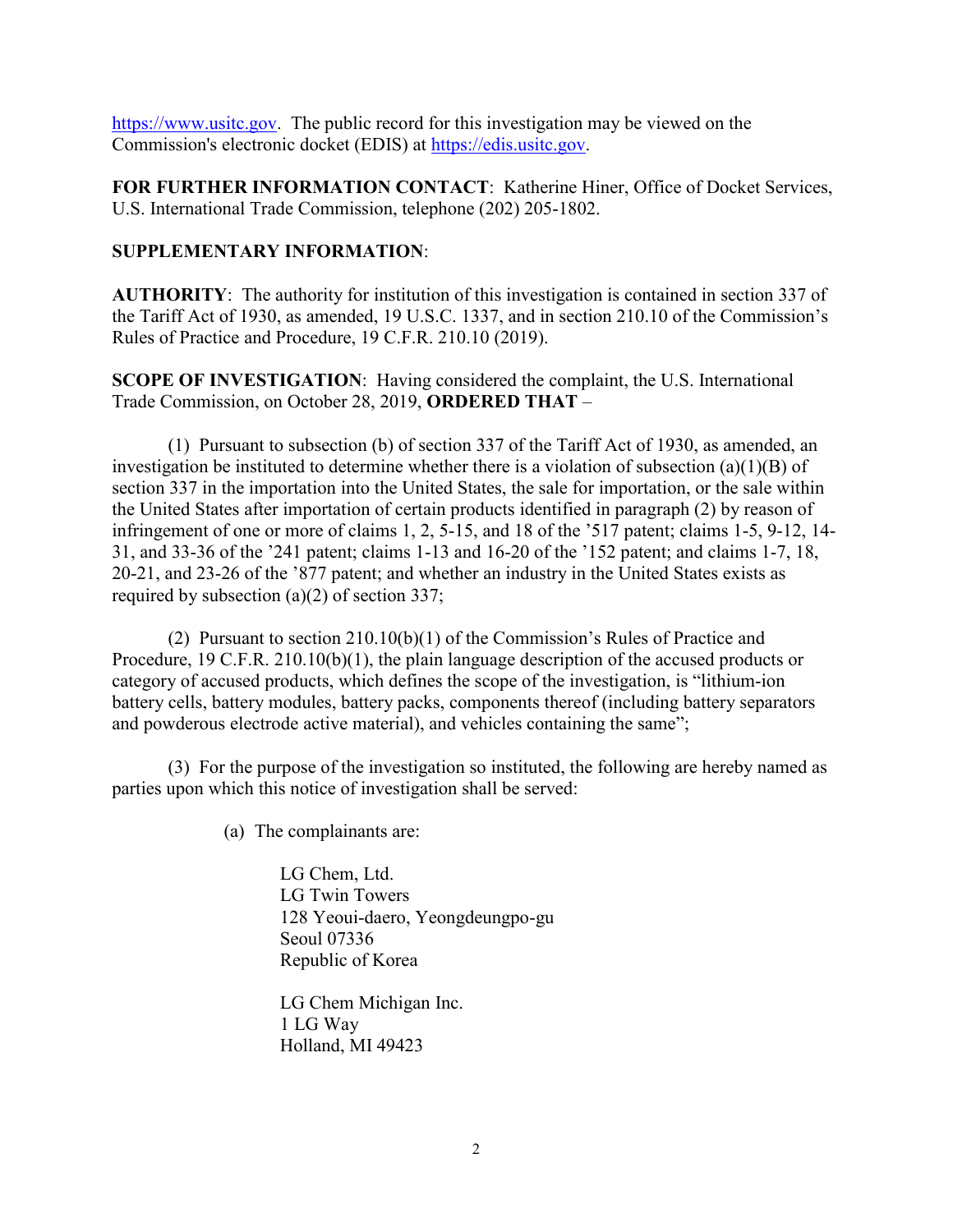https://www.usitc.gov. The public record for this investigation may be viewed on the Commission's electronic docket (EDIS) at https://edis.usitc.gov.

**FOR FURTHER INFORMATION CONTACT**: Katherine Hiner, Office of Docket Services, U.S. International Trade Commission, telephone (202) 205-1802.

**SUPPLEMENTARY INFORMATION**:

**AUTHORITY**: The authority for institution of this investigation is contained in section 337 of the Tariff Act of 1930, as amended, 19 U.S.C. 1337, and in section 210.10 of the Commission's Rules of Practice and Procedure, 19 C.F.R. 210.10 (2019).

**SCOPE OF INVESTIGATION**: Having considered the complaint, the U.S. International Trade Commission, on October 28, 2019, **ORDERED THAT** –

(1) Pursuant to subsection (b) of section 337 of the Tariff Act of 1930, as amended, an investigation be instituted to determine whether there is a violation of subsection (a)(1)(B) of section 337 in the importation into the United States, the sale for importation, or the sale within the United States after importation of certain products identified in paragraph (2) by reason of infringement of one or more of claims 1, 2, 5-15, and 18 of the '517 patent; claims 1-5, 9-12, 14-31, and 33-36 of the '241 patent; claims 1-13 and 16-20 of the '152 patent; and claims 1-7, 18, 20-21, and 23-26 of the '877 patent; and whether an industry in the United States exists as required by subsection (a)(2) of section 337;

(2) Pursuant to section 210.10(b)(1) of the Commission's Rules of Practice and Procedure, 19 C.F.R. 210.10(b)(1), the plain language description of the accused products or category of accused products, which defines the scope of the investigation, is "lithium-ion battery cells, battery modules, battery packs, components thereof (including battery separators and powderous electrode active material), and vehicles containing the same";

(3) For the purpose of the investigation so instituted, the following are hereby named as parties upon which this notice of investigation shall be served:

(a) The complainants are:

LG Chem, Ltd.
LG Twin Towers
128 Yeoui-daero, Yeongdeungpo-gu
Seoul 07336
Republic of Korea

LG Chem Michigan Inc.
1 LG Way
Holland, MI 49423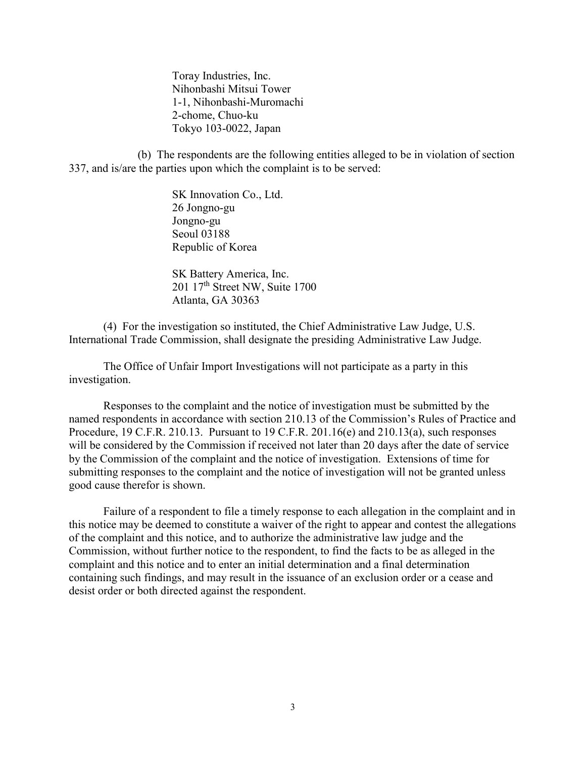Toray Industries, Inc.
Nihonbashi Mitsui Tower
1-1, Nihonbashi-Muromachi
2-chome, Chuo-ku
Tokyo 103-0022, Japan

(b) The respondents are the following entities alleged to be in violation of section 337, and is/are the parties upon which the complaint is to be served:

SK Innovation Co., Ltd.
26 Jongno-gu
Jongno-gu
Seoul 03188
Republic of Korea

SK Battery America, Inc.
201 17th Street NW, Suite 1700
Atlanta, GA 30363

(4) For the investigation so instituted, the Chief Administrative Law Judge, U.S. International Trade Commission, shall designate the presiding Administrative Law Judge.

The Office of Unfair Import Investigations will not participate as a party in this investigation.

Responses to the complaint and the notice of investigation must be submitted by the named respondents in accordance with section 210.13 of the Commission's Rules of Practice and Procedure, 19 C.F.R. 210.13. Pursuant to 19 C.F.R. 201.16(e) and 210.13(a), such responses will be considered by the Commission if received not later than 20 days after the date of service by the Commission of the complaint and the notice of investigation. Extensions of time for submitting responses to the complaint and the notice of investigation will not be granted unless good cause therefor is shown.

Failure of a respondent to file a timely response to each allegation in the complaint and in this notice may be deemed to constitute a waiver of the right to appear and contest the allegations of the complaint and this notice, and to authorize the administrative law judge and the Commission, without further notice to the respondent, to find the facts to be as alleged in the complaint and this notice and to enter an initial determination and a final determination containing such findings, and may result in the issuance of an exclusion order or a cease and desist order or both directed against the respondent.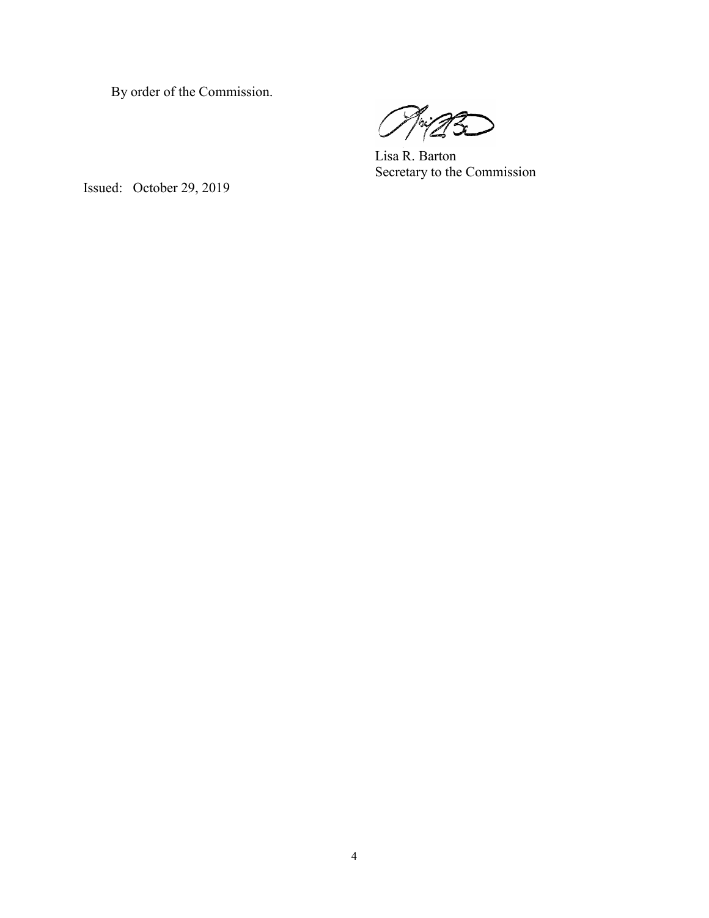By order of the Commission.

Lisa R. Barton
Secretary to the Commission

Issued: October 29, 2019